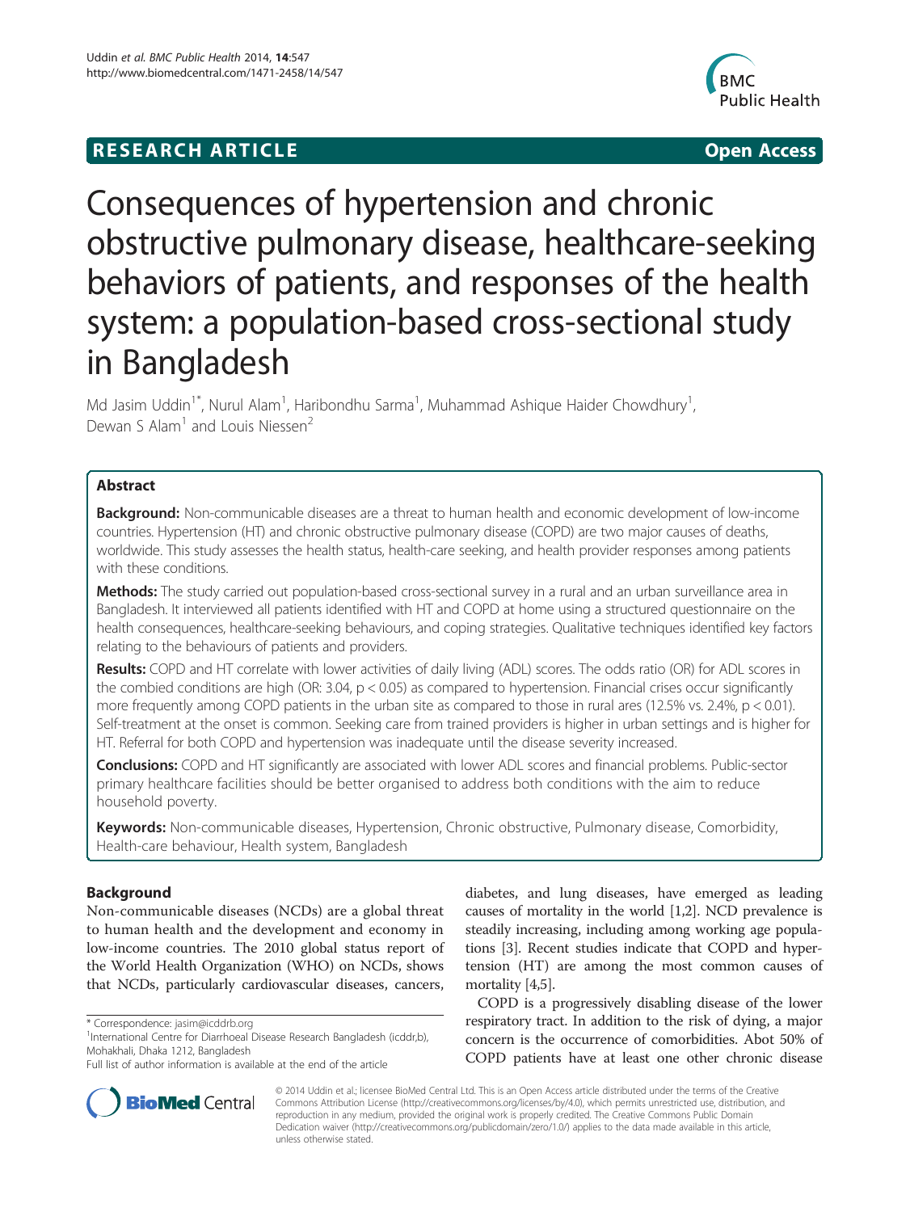**RESEARCH ARTICLE** **Open Access**

# Consequences of hypertension and chronic obstructive pulmonary disease, healthcare-seeking behaviors of patients, and responses of the health system: a population-based cross-sectional study in Bangladesh

Md Jasim Uddin[1*], Nurul Alam[1], Haribondhu Sarma[1], Muhammad Ashique Haider Chowdhury[1], Dewan S Alam[1] and Louis Niessen[2]

## Abstract

**Background:** Non-communicable diseases are a threat to human health and economic development of low-income countries. Hypertension (HT) and chronic obstructive pulmonary disease (COPD) are two major causes of deaths, worldwide. This study assesses the health status, health-care seeking, and health provider responses among patients with these conditions.

**Methods:** The study carried out population-based cross-sectional survey in a rural and an urban surveillance area in Bangladesh. It interviewed all patients identified with HT and COPD at home using a structured questionnaire on the health consequences, healthcare-seeking behaviours, and coping strategies. Qualitative techniques identified key factors relating to the behaviours of patients and providers.

**Results:** COPD and HT correlate with lower activities of daily living (ADL) scores. The odds ratio (OR) for ADL scores in the combied conditions are high (OR: 3.04, $p < 0.05$) as compared to hypertension. Financial crises occur significantly more frequently among COPD patients in the urban site as compared to those in rural ares (12.5% vs. 2.4%, $p < 0.01$). Self-treatment at the onset is common. Seeking care from trained providers is higher in urban settings and is higher for HT. Referral for both COPD and hypertension was inadequate until the disease severity increased.

**Conclusions:** COPD and HT significantly are associated with lower ADL scores and financial problems. Public-sector primary healthcare facilities should be better organised to address both conditions with the aim to reduce household poverty.

**Keywords:** Non-communicable diseases, Hypertension, Chronic obstructive, Pulmonary disease, Comorbidity, Health-care behaviour, Health system, Bangladesh

## Background

Non-communicable diseases (NCDs) are a global threat to human health and the development and economy in low-income countries. The 2010 global status report of the World Health Organization (WHO) on NCDs, shows that NCDs, particularly cardiovascular diseases, cancers, diabetes, and lung diseases, have emerged as leading causes of mortality in the world [1,2]. NCD prevalence is steadily increasing, including among working age populations [3]. Recent studies indicate that COPD and hypertension (HT) are among the most common causes of mortality [4,5].

COPD is a progressively disabling disease of the lower respiratory tract. In addition to the risk of dying, a major concern is the occurrence of comorbidities. Abot 50% of COPD patients have at least one other chronic disease

\* Correspondence: jasim@icddrb.org
[1]International Centre for Diarrhoeal Disease Research Bangladesh (icddr,b), Mohakhali, Dhaka 1212, Bangladesh
Full list of author information is available at the end of the article

© 2014 Uddin et al.; licensee BioMed Central Ltd. This is an Open Access article distributed under the terms of the Creative Commons Attribution License (http://creativecommons.org/licenses/by/4.0), which permits unrestricted use, distribution, and reproduction in any medium, provided the original work is properly credited. The Creative Commons Public Domain Dedication waiver (http://creativecommons.org/publicdomain/zero/1.0/) applies to the data made available in this article, unless otherwise stated.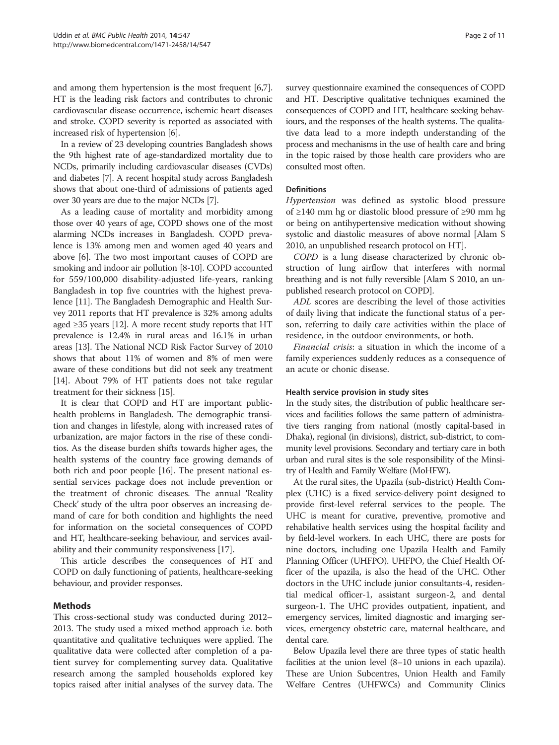and among them hypertension is the most frequent [6,7]. HT is the leading risk factors and contributes to chronic cardiovascular disease occurrence, ischemic heart diseases and stroke. COPD severity is reported as associated with increased risk of hypertension [6].

In a review of 23 developing countries Bangladesh shows the 9th highest rate of age-standardized mortality due to NCDs, primarily including cardiovascular diseases (CVDs) and diabetes [7]. A recent hospital study across Bangladesh shows that about one-third of admissions of patients aged over 30 years are due to the major NCDs [7].

As a leading cause of mortality and morbidity among those over 40 years of age, COPD shows one of the most alarming NCDs increases in Bangladesh. COPD prevalence is 13% among men and women aged 40 years and above [6]. The two most important causes of COPD are smoking and indoor air pollution [8-10]. COPD accounted for 559/100,000 disability-adjusted life-years, ranking Bangladesh in top five countries with the highest prevalence [11]. The Bangladesh Demographic and Health Survey 2011 reports that HT prevalence is 32% among adults aged ≥35 years [12]. A more recent study reports that HT prevalence is 12.4% in rural areas and 16.1% in urban areas [13]. The National NCD Risk Factor Survey of 2010 shows that about 11% of women and 8% of men were aware of these conditions but did not seek any treatment [14]. About 79% of HT patients does not take regular treatment for their sickness [15].

It is clear that COPD and HT are important public-health problems in Bangladesh. The demographic transition and changes in lifestyle, along with increased rates of urbanization, are major factors in the rise of these conditios. As the disease burden shifts towards higher ages, the health systems of the country face growing demands of both rich and poor people [16]. The present national essential services package does not include prevention or the treatment of chronic diseases. The annual 'Reality Check' study of the ultra poor observes an increasing demand of care for both condition and highlights the need for information on the societal consequences of COPD and HT, healthcare-seeking behaviour, and services availability and their community responsiveness [17].

This article describes the consequences of HT and COPD on daily functioning of patients, healthcare-seeking behaviour, and provider responses.

## Methods

This cross-sectional study was conducted during 2012–2013. The study used a mixed method approach i.e. both quantitative and qualitative techniques were applied. The qualitative data were collected after completion of a patient survey for complementing survey data. Qualitative research among the sampled households explored key topics raised after initial analyses of the survey data. The survey questionnaire examined the consequences of COPD and HT. Descriptive qualitative techniques examined the consequences of COPD and HT, healthcare seeking behaviours, and the responses of the health systems. The qualitative data lead to a more indepth understanding of the process and mechanisms in the use of health care and bring in the topic raised by those health care providers who are consulted most often.

### Definitions

*Hypertension* was defined as systolic blood pressure of ≥140 mm hg or diastolic blood pressure of ≥90 mm hg or being on antihypertensive medication without showing systolic and diastolic measures of above normal [Alam S 2010, an unpublished research protocol on HT].

*COPD* is a lung disease characterized by chronic obstruction of lung airflow that interferes with normal breathing and is not fully reversible [Alam S 2010, an unpublished research protocol on COPD].

*ADL* scores are describing the level of those activities of daily living that indicate the functional status of a person, referring to daily care activities within the place of residence, in the outdoor environments, or both.

*Financial crisis*: a situation in which the income of a family experiences suddenly reduces as a consequence of an acute or chonic disease.

### Health service provision in study sites

In the study sites, the distribution of public healthcare services and facilities follows the same pattern of administrative tiers ranging from national (mostly capital-based in Dhaka), regional (in divisions), district, sub-district, to community level provisions. Secondary and tertiary care in both urban and rural sites is the sole responsibility of the Minsitry of Health and Family Welfare (MoHFW).

At the rural sites, the Upazila (sub-district) Health Complex (UHC) is a fixed service-delivery point designed to provide first-level referral services to the people. The UHC is meant for curative, preventive, promotive and rehabilative health services using the hospital facility and by field-level workers. In each UHC, there are posts for nine doctors, including one Upazila Health and Family Planning Officer (UHFPO). UHFPO, the Chief Health Officer of the upazila, is also the head of the UHC. Other doctors in the UHC include junior consultants-4, residential medical officer-1, assistant surgeon-2, and dental surgeon-1. The UHC provides outpatient, inpatient, and emergency services, limited diagnostic and imarging services, emergency obstetric care, maternal healthcare, and dental care.

Below Upazila level there are three types of static health facilities at the union level (8–10 unions in each upazila). These are Union Subcentres, Union Health and Family Welfare Centres (UHFWCs) and Community Clinics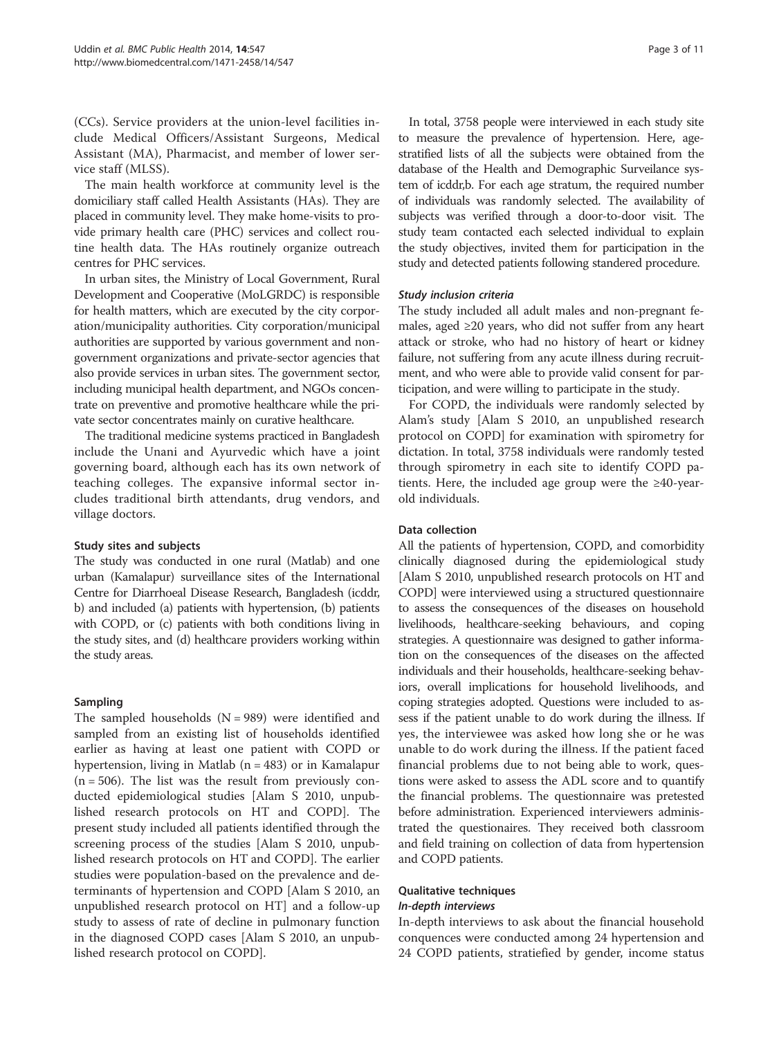(CCs). Service providers at the union-level facilities include Medical Officers/Assistant Surgeons, Medical Assistant (MA), Pharmacist, and member of lower service staff (MLSS).

The main health workforce at community level is the domiciliary staff called Health Assistants (HAs). They are placed in community level. They make home-visits to provide primary health care (PHC) services and collect routine health data. The HAs routinely organize outreach centres for PHC services.

In urban sites, the Ministry of Local Government, Rural Development and Cooperative (MoLGRDC) is responsible for health matters, which are executed by the city corporation/municipality authorities. City corporation/municipal authorities are supported by various government and non-government organizations and private-sector agencies that also provide services in urban sites. The government sector, including municipal health department, and NGOs concentrate on preventive and promotive healthcare while the private sector concentrates mainly on curative healthcare.

The traditional medicine systems practiced in Bangladesh include the Unani and Ayurvedic which have a joint governing board, although each has its own network of teaching colleges. The expansive informal sector includes traditional birth attendants, drug vendors, and village doctors.

### Study sites and subjects

The study was conducted in one rural (Matlab) and one urban (Kamalapur) surveillance sites of the International Centre for Diarrhoeal Disease Research, Bangladesh (icddr,b) and included (a) patients with hypertension, (b) patients with COPD, or (c) patients with both conditions living in the study sites, and (d) healthcare providers working within the study areas.

### Sampling

The sampled households (N = 989) were identified and sampled from an existing list of households identified earlier as having at least one patient with COPD or hypertension, living in Matlab (n = 483) or in Kamalapur (n = 506). The list was the result from previously conducted epidemiological studies [Alam S 2010, unpublished research protocols on HT and COPD]. The present study included all patients identified through the screening process of the studies [Alam S 2010, unpublished research protocols on HT and COPD]. The earlier studies were population-based on the prevalence and determinants of hypertension and COPD [Alam S 2010, an unpublished research protocol on HT] and a follow-up study to assess of rate of decline in pulmonary function in the diagnosed COPD cases [Alam S 2010, an unpublished research protocol on COPD].

In total, 3758 people were interviewed in each study site to measure the prevalence of hypertension. Here, age-stratified lists of all the subjects were obtained from the database of the Health and Demographic Surveilance system of icddr,b. For each age stratum, the required number of individuals was randomly selected. The availability of subjects was verified through a door-to-door visit. The study team contacted each selected individual to explain the study objectives, invited them for participation in the study and detected patients following standered procedure.

#### *Study inclusion criteria*

The study included all adult males and non-pregnant females, aged ≥20 years, who did not suffer from any heart attack or stroke, who had no history of heart or kidney failure, not suffering from any acute illness during recruitment, and who were able to provide valid consent for participation, and were willing to participate in the study.

For COPD, the individuals were randomly selected by Alam's study [Alam S 2010, an unpublished research protocol on COPD] for examination with spirometry for dictation. In total, 3758 individuals were randomly tested through spirometry in each site to identify COPD patients. Here, the included age group were the ≥40-year-old individuals.

### Data collection

All the patients of hypertension, COPD, and comorbidity clinically diagnosed during the epidemiological study [Alam S 2010, unpublished research protocols on HT and COPD] were interviewed using a structured questionnaire to assess the consequences of the diseases on household livelihoods, healthcare-seeking behaviours, and coping strategies. A questionnaire was designed to gather information on the consequences of the diseases on the affected individuals and their households, healthcare-seeking behaviors, overall implications for household livelihoods, and coping strategies adopted. Questions were included to assess if the patient unable to do work during the illness. If yes, the interviewee was asked how long she or he was unable to do work during the illness. If the patient faced financial problems due to not being able to work, questions were asked to assess the ADL score and to quantify the financial problems. The questionnaire was pretested before administration. Experienced interviewers administrated the questionaires. They received both classroom and field training on collection of data from hypertension and COPD patients.

### Qualitative techniques

#### *In-depth interviews*

In-depth interviews to ask about the financial household conquences were conducted among 24 hypertension and 24 COPD patients, stratified by gender, income status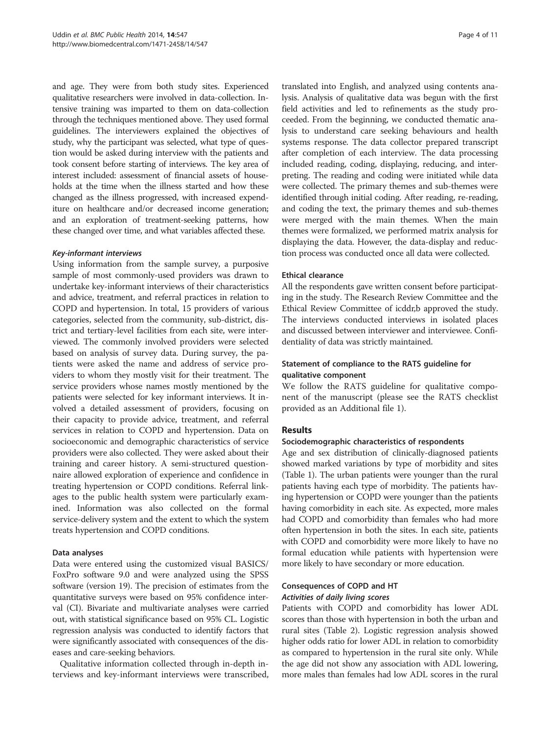and age. They were from both study sites. Experienced qualitative researchers were involved in data-collection. Intensive training was imparted to them on data-collection through the techniques mentioned above. They used formal guidelines. The interviewers explained the objectives of study, why the participant was selected, what type of question would be asked during interview with the patients and took consent before starting of interviews. The key area of interest included: assessment of financial assets of households at the time when the illness started and how these changed as the illness progressed, with increased expenditure on healthcare and/or decreased income generation; and an exploration of treatment-seeking patterns, how these changed over time, and what variables affected these.

#### *Key-informant interviews*

Using information from the sample survey, a purposive sample of most commonly-used providers was drawn to undertake key-informant interviews of their characteristics and advice, treatment, and referral practices in relation to COPD and hypertension. In total, 15 providers of various categories, selected from the community, sub-district, district and tertiary-level facilities from each site, were interviewed. The commonly involved providers were selected based on analysis of survey data. During survey, the patients were asked the name and address of service providers to whom they mostly visit for their treatment. The service providers whose names mostly mentioned by the patients were selected for key informant interviews. It involved a detailed assessment of providers, focusing on their capacity to provide advice, treatment, and referral services in relation to COPD and hypertension. Data on socioeconomic and demographic characteristics of service providers were also collected. They were asked about their training and career history. A semi-structured questionnaire allowed exploration of experience and confidence in treating hypertension or COPD conditions. Referral linkages to the public health system were particularly examined. Information was also collected on the formal service-delivery system and the extent to which the system treats hypertension and COPD conditions.

### Data analyses

Data were entered using the customized visual BASICS/FoxPro software 9.0 and were analyzed using the SPSS software (version 19). The precision of estimates from the quantitative surveys were based on 95% confidence interval (CI). Bivariate and multivariate analyses were carried out, with statistical significance based on 95% CL. Logistic regression analysis was conducted to identify factors that were significantly associated with consequences of the diseases and care-seeking behaviors.

Qualitative information collected through in-depth interviews and key-informant interviews were transcribed, translated into English, and analyzed using contents analysis. Analysis of qualitative data was begun with the first field activities and led to refinements as the study proceeded. From the beginning, we conducted thematic analysis to understand care seeking behaviours and health systems response. The data collector prepared transcript after completion of each interview. The data processing included reading, coding, displaying, reducing, and interpreting. The reading and coding were initiated while data were collected. The primary themes and sub-themes were identified through initial coding. After reading, re-reading, and coding the text, the primary themes and sub-themes were merged with the main themes. When the main themes were formalized, we performed matrix analysis for displaying the data. However, the data-display and reduction process was conducted once all data were collected.

### Ethical clearance

All the respondents gave written consent before participating in the study. The Research Review Committee and the Ethical Review Committee of icddr,b approved the study. The interviews conducted interviews in isolated places and discussed between interviewer and interviewee. Confidentiality of data was strictly maintained.

### Statement of compliance to the RATS guideline for qualitative component

We follow the RATS guideline for qualitative component of the manuscript (please see the RATS checklist provided as an Additional file 1).

## Results

### Sociodemographic characteristics of respondents

Age and sex distribution of clinically-diagnosed patients showed marked variations by type of morbidity and sites (Table 1). The urban patients were younger than the rural patients having each type of morbidity. The patients having hypertension or COPD were younger than the patients having comorbidity in each site. As expected, more males had COPD and comorbidity than females who had more often hypertension in both the sites. In each site, patients with COPD and comorbidity were more likely to have no formal education while patients with hypertension were more likely to have secondary or more education.

### Consequences of COPD and HT

#### *Activities of daily living scores*

Patients with COPD and comorbidity has lower ADL scores than those with hypertension in both the urban and rural sites (Table 2). Logistic regression analysis showed higher odds ratio for lower ADL in relation to comorbidity as compared to hypertension in the rural site only. While the age did not show any association with ADL lowering, more males than females had low ADL scores in the rural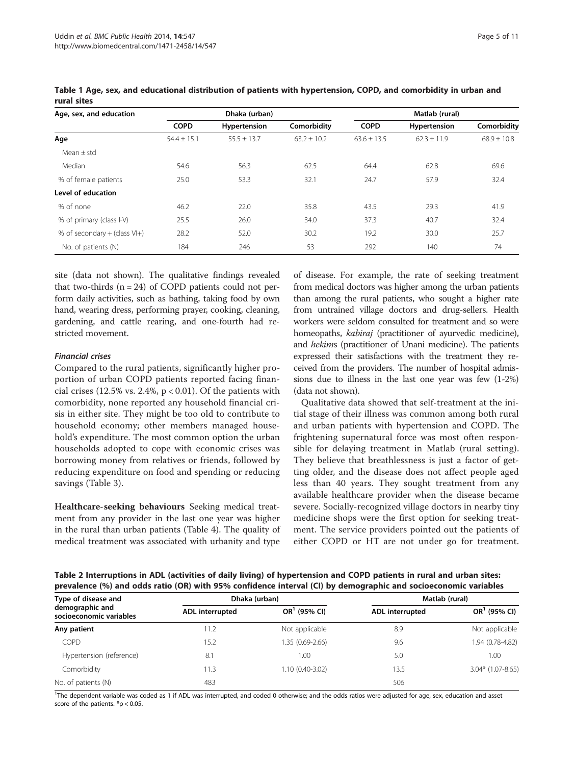Table 1 Age, sex, and educational distribution of patients with hypertension, COPD, and comorbidity in urban and rural sites

| Age, sex, and education | Dhaka (urban) | | | Matlab (rural) | | |
|---|---|---|---|---|---|---|
| | COPD | Hypertension | Comorbidity | COPD | Hypertension | Comorbidity |
| **Age** | 54.4 ± 15.1 | 55.5 ± 13.7 | 63.2 ± 10.2 | 63.6 ± 13.5 | 62.3 ± 11.9 | 68.9 ± 10.8 |
| Mean ± std | | | | | | |
| Median | 54.6 | 56.3 | 62.5 | 64.4 | 62.8 | 69.6 |
| % of female patients | 25.0 | 53.3 | 32.1 | 24.7 | 57.9 | 32.4 |
| **Level of education** | | | | | | |
| % of none | 46.2 | 22.0 | 35.8 | 43.5 | 29.3 | 41.9 |
| % of primary (class I-V) | 25.5 | 26.0 | 34.0 | 37.3 | 40.7 | 32.4 |
| % of secondary + (class VI+) | 28.2 | 52.0 | 30.2 | 19.2 | 30.0 | 25.7 |
| No. of patients (N) | 184 | 246 | 53 | 292 | 140 | 74 |

site (data not shown). The qualitative findings revealed that two-thirds (n = 24) of COPD patients could not perform daily activities, such as bathing, taking food by own hand, wearing dress, performing prayer, cooking, cleaning, gardening, and cattle rearing, and one-fourth had restricted movement.

#### *Financial crises*

Compared to the rural patients, significantly higher proportion of urban COPD patients reported facing financial crises (12.5% vs. 2.4%, $p < 0.01$). Of the patients with comorbidity, none reported any household financial crisis in either site. They might be too old to contribute to household economy; other members managed household's expenditure. The most common option the urban households adopted to cope with economic crises was borrowing money from relatives or friends, followed by reducing expenditure on food and spending or reducing savings (Table 3).

**Healthcare-seeking behaviours** Seeking medical treatment from any provider in the last one year was higher in the rural than urban patients (Table 4). The quality of medical treatment was associated with urbanity and type of disease. For example, the rate of seeking treatment from medical doctors was higher among the urban patients than among the rural patients, who sought a higher rate from untrained village doctors and drug-sellers. Health workers were seldom consulted for treatment and so were homeopaths, *kabiraj* (practitioner of ayurvedic medicine), and *hekim*s (practitioner of Unani medicine). The patients expressed their satisfactions with the treatment they received from the providers. The number of hospital admissions due to illness in the last one year was few (1-2%) (data not shown).

Qualitative data showed that self-treatment at the initial stage of their illness was common among both rural and urban patients with hypertension and COPD. The frightening supernatural force was most often responsible for delaying treatment in Matlab (rural setting). They believe that breathlessness is just a factor of getting older, and the disease does not affect people aged less than 40 years. They sought treatment from any available healthcare provider when the disease became severe. Socially-recognized village doctors in nearby tiny medicine shops were the first option for seeking treatment. The service providers pointed out the patients of either COPD or HT are not under go for treatment.

Table 2 Interruptions in ADL (activities of daily living) of hypertension and COPD patients in rural and urban sites: prevalence (%) and odds ratio (OR) with 95% confidence interval (CI) by demographic and socioeconomic variables

| Type of disease and demographic and socioeconomic variables | Dhaka (urban) | | Matlab (rural) | |
|---|---|---|---|---|
| | ADL interrupted | OR[1] (95% CI) | ADL interrupted | OR[1] (95% CI) |
| **Any patient** | 11.2 | Not applicable | 8.9 | Not applicable |
| COPD | 15.2 | 1.35 (0.69-2.66) | 9.6 | 1.94 (0.78-4.82) |
| Hypertension (reference) | 8.1 | 1.00 | 5.0 | 1.00 |
| Comorbidity | 11.3 | 1.10 (0.40-3.02) | 13.5 | 3.04* (1.07-8.65) |
| No. of patients (N) | 483 | | 506 | |

[1]The dependent variable was coded as 1 if ADL was interrupted, and coded 0 otherwise; and the odds ratios were adjusted for age, sex, education and asset score of the patients. *$p < 0.05$.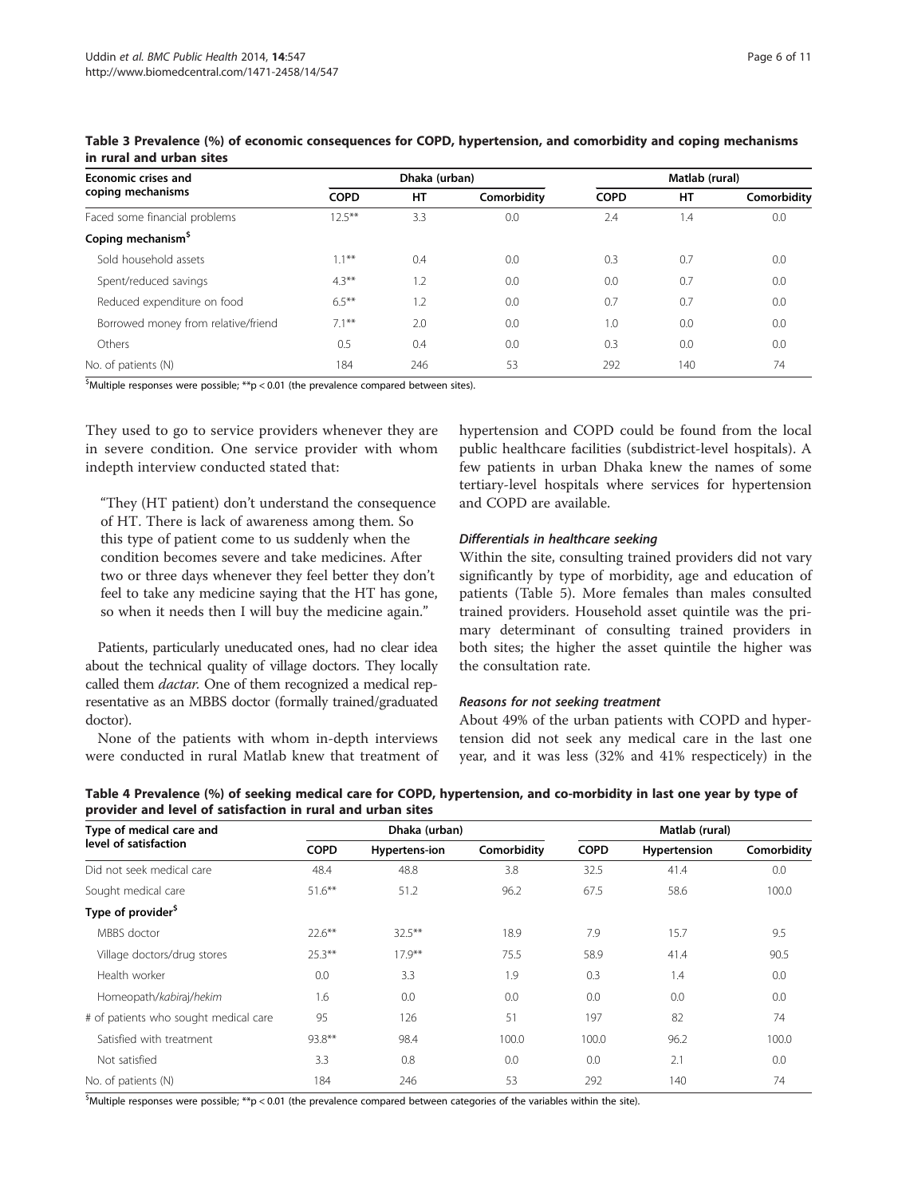**Table 3 Prevalence (%) of economic consequences for COPD, hypertension, and comorbidity and coping mechanisms in rural and urban sites**

| Economic crises and coping mechanisms | Dhaka (urban) | | | Matlab (rural) | | |
|---|---|---|---|---|---|---|
| | COPD | HT | Comorbidity | COPD | HT | Comorbidity |
| Faced some financial problems | 12.5** | 3.3 | 0.0 | 2.4 | 1.4 | 0.0 |
| **Coping mechanism$** | | | | | | |
| Sold household assets | 1.1** | 0.4 | 0.0 | 0.3 | 0.7 | 0.0 |
| Spent/reduced savings | 4.3** | 1.2 | 0.0 | 0.0 | 0.7 | 0.0 |
| Reduced expenditure on food | 6.5** | 1.2 | 0.0 | 0.7 | 0.7 | 0.0 |
| Borrowed money from relative/friend | 7.1** | 2.0 | 0.0 | 1.0 | 0.0 | 0.0 |
| Others | 0.5 | 0.4 | 0.0 | 0.3 | 0.0 | 0.0 |
| No. of patients (N) | 184 | 246 | 53 | 292 | 140 | 74 |

$Multiple responses were possible; **p < 0.01 (the prevalence compared between sites).

They used to go to service providers whenever they are in severe condition. One service provider with whom indepth interview conducted stated that:

> "They (HT patient) don't understand the consequence of HT. There is lack of awareness among them. So this type of patient come to us suddenly when the condition becomes severe and take medicines. After two or three days whenever they feel better they don't feel to take any medicine saying that the HT has gone, so when it needs then I will buy the medicine again."

Patients, particularly uneducated ones, had no clear idea about the technical quality of village doctors. They locally called them *dactar*. One of them recognized a medical representative as an MBBS doctor (formally trained/graduated doctor).

None of the patients with whom in-depth interviews were conducted in rural Matlab knew that treatment of hypertension and COPD could be found from the local public healthcare facilities (subdistrict-level hospitals). A few patients in urban Dhaka knew the names of some tertiary-level hospitals where services for hypertension and COPD are available.

#### *Differentials in healthcare seeking*

Within the site, consulting trained providers did not vary significantly by type of morbidity, age and education of patients (Table 5). More females than males consulted trained providers. Household asset quintile was the primary determinant of consulting trained providers in both sites; the higher the asset quintile the higher was the consultation rate.

#### *Reasons for not seeking treatment*

About 49% of the urban patients with COPD and hypertension did not seek any medical care in the last one year, and it was less (32% and 41% respecticely) in the

**Table 4 Prevalence (%) of seeking medical care for COPD, hypertension, and co-morbidity in last one year by type of provider and level of satisfaction in rural and urban sites**

| Type of medical care and level of satisfaction | Dhaka (urban) | | | Matlab (rural) | | |
|---|---|---|---|---|---|---|
| | COPD | Hypertens-ion | Comorbidity | COPD | Hypertension | Comorbidity |
| Did not seek medical care | 48.4 | 48.8 | 3.8 | 32.5 | 41.4 | 0.0 |
| Sought medical care | 51.6** | 51.2 | 96.2 | 67.5 | 58.6 | 100.0 |
| **Type of provider$** | | | | | | |
| MBBS doctor | 22.6** | 32.5** | 18.9 | 7.9 | 15.7 | 9.5 |
| Village doctors/drug stores | 25.3** | 17.9** | 75.5 | 58.9 | 41.4 | 90.5 |
| Health worker | 0.0 | 3.3 | 1.9 | 0.3 | 1.4 | 0.0 |
| Homeopath/*kabiraj*/*hekim* | 1.6 | 0.0 | 0.0 | 0.0 | 0.0 | 0.0 |
| # of patients who sought medical care | 95 | 126 | 51 | 197 | 82 | 74 |
| Satisfied with treatment | 93.8** | 98.4 | 100.0 | 100.0 | 96.2 | 100.0 |
| Not satisfied | 3.3 | 0.8 | 0.0 | 0.0 | 2.1 | 0.0 |
| No. of patients (N) | 184 | 246 | 53 | 292 | 140 | 74 |

$Multiple responses were possible; **p < 0.01 (the prevalence compared between categories of the variables within the site).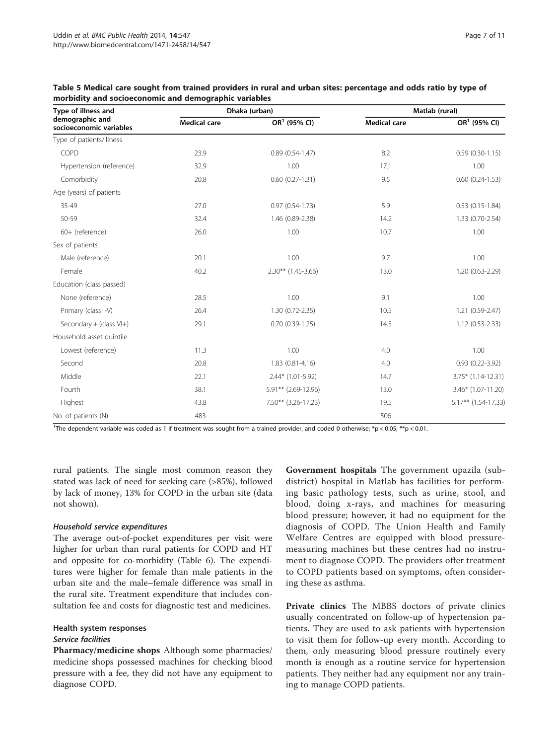**Table 5 Medical care sought from trained providers in rural and urban sites: percentage and odds ratio by type of morbidity and socioeconomic and demographic variables**

| Type of illness and demographic and socioeconomic variables | Dhaka (urban) | | Matlab (rural) | |
|---|---|---|---|---|
| | Medical care | OR[1] (95% CI) | Medical care | OR[1] (95% CI) |
| Type of patients/illness | | | | |
| COPD | 23.9 | 0.89 (0.54-1.47) | 8.2 | 0.59 (0.30-1.15) |
| Hypertension (reference) | 32.9 | 1.00 | 17.1 | 1.00 |
| Comorbidity | 20.8 | 0.60 (0.27-1.31) | 9.5 | 0.60 (0.24-1.53) |
| Age (years) of patients | | | | |
| 35-49 | 27.0 | 0.97 (0.54-1.73) | 5.9 | 0.53 (0.15-1.84) |
| 50-59 | 32.4 | 1.46 (0.89-2.38) | 14.2 | 1.33 (0.70-2.54) |
| 60+ (reference) | 26.0 | 1.00 | 10.7 | 1.00 |
| Sex of patients | | | | |
| Male (reference) | 20.1 | 1.00 | 9.7 | 1.00 |
| Female | 40.2 | 2.30** (1.45-3.66) | 13.0 | 1.20 (0.63-2.29) |
| Education (class passed) | | | | |
| None (reference) | 28.5 | 1.00 | 9.1 | 1.00 |
| Primary (class I-V) | 26.4 | 1.30 (0.72-2.35) | 10.5 | 1.21 (0.59-2.47) |
| Secondary + (class VI+) | 29.1 | 0.70 (0.39-1.25) | 14.5 | 1.12 (0.53-2.33) |
| Household asset quintile | | | | |
| Lowest (reference) | 11.3 | 1.00 | 4.0 | 1.00 |
| Second | 20.8 | 1.83 (0.81-4.16) | 4.0 | 0.93 (0.22-3.92) |
| Middle | 22.1 | 2.44* (1.01-5.92) | 14.7 | 3.75* (1.14-12.31) |
| Fourth | 38.1 | 5.91** (2.69-12.96) | 13.0 | 3.46* (1.07-11.20) |
| Highest | 43.8 | 7.50** (3.26-17.23) | 19.5 | 5.17** (1.54-17.33) |
| No. of patients (N) | 483 | | 506 | |

[1]The dependent variable was coded as 1 if treatment was sought from a trained provider, and coded 0 otherwise; *$p < 0.05$; **$p < 0.01$.

rural patients. The single most common reason they stated was lack of need for seeking care (>85%), followed by lack of money, 13% for COPD in the urban site (data not shown).

#### *Household service expenditures*

The average out-of-pocket expenditures per visit were higher for urban than rural patients for COPD and HT and opposite for co-morbidity (Table 6). The expenditures were higher for female than male patients in the urban site and the male–female difference was small in the rural site. Treatment expenditure that includes consultation fee and costs for diagnostic test and medicines.

### Health system responses

#### *Service facilities*

**Pharmacy/medicine shops** Although some pharmacies/ medicine shops possessed machines for checking blood pressure with a fee, they did not have any equipment to diagnose COPD.

**Government hospitals** The government upazila (sub-district) hospital in Matlab has facilities for performing basic pathology tests, such as urine, stool, and blood, doing x-rays, and machines for measuring blood pressure; however, it had no equipment for the diagnosis of COPD. The Union Health and Family Welfare Centres are equipped with blood pressure-measuring machines but these centres had no instrument to diagnose COPD. The providers offer treatment to COPD patients based on symptoms, often considering these as asthma.

**Private clinics** The MBBS doctors of private clinics usually concentrated on follow-up of hypertension patients. They are used to ask patients with hypertension to visit them for follow-up every month. According to them, only measuring blood pressure routinely every month is enough as a routine service for hypertension patients. They neither had any equipment nor any training to manage COPD patients.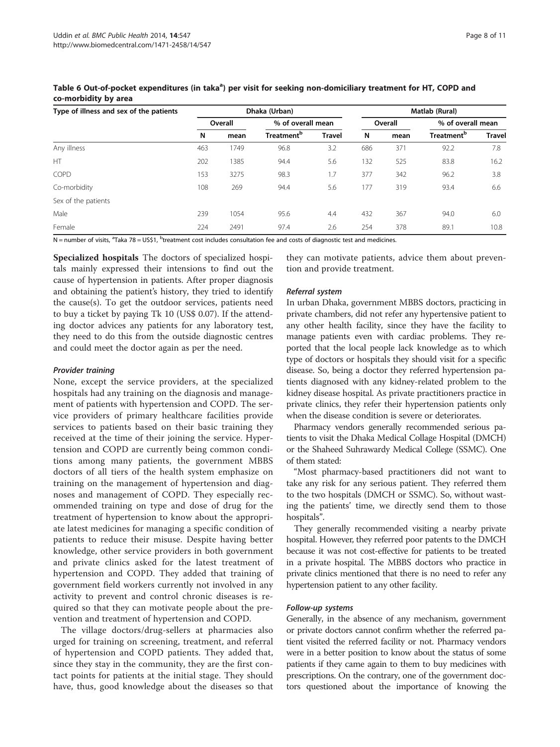**Table 6 Out-of-pocket expenditures (in taka[a]) per visit for seeking non-domiciliary treatment for HT, COPD and co-morbidity by area**

| Type of illness and sex of the patients | Dhaka (Urban) | | | | Matlab (Rural) | | | |
|---|---|---|---|---|---|---|---|---|
| | Overall | | % of overall mean | | Overall | | % of overall mean | |
| | N | mean | Treatment[b] | Travel | N | mean | Treatment[b] | Travel |
| Any illness | 463 | 1749 | 96.8 | 3.2 | 686 | 371 | 92.2 | 7.8 |
| HT | 202 | 1385 | 94.4 | 5.6 | 132 | 525 | 83.8 | 16.2 |
| COPD | 153 | 3275 | 98.3 | 1.7 | 377 | 342 | 96.2 | 3.8 |
| Co-morbidity | 108 | 269 | 94.4 | 5.6 | 177 | 319 | 93.4 | 6.6 |
| Sex of the patients | | | | | | | | |
| Male | 239 | 1054 | 95.6 | 4.4 | 432 | 367 | 94.0 | 6.0 |
| Female | 224 | 2491 | 97.4 | 2.6 | 254 | 378 | 89.1 | 10.8 |

N = number of visits, [a]Taka 78 = US$1, [b]treatment cost includes consultation fee and costs of diagnostic test and medicines.

**Specialized hospitals** The doctors of specialized hospitals mainly expressed their intensions to find out the cause of hypertension in patients. After proper diagnosis and obtaining the patient's history, they tried to identify the cause(s). To get the outdoor services, patients need to buy a ticket by paying Tk 10 (US$ 0.07). If the attending doctor advices any patients for any laboratory test, they need to do this from the outside diagnostic centres and could meet the doctor again as per the need.

#### *Provider training*

None, except the service providers, at the specialized hospitals had any training on the diagnosis and management of patients with hypertension and COPD. The service providers of primary healthcare facilities provide services to patients based on their basic training they received at the time of their joining the service. Hypertension and COPD are currently being common conditions among many patients, the government MBBS doctors of all tiers of the health system emphasize on training on the management of hypertension and diagnoses and management of COPD. They especially recommended training on type and dose of drug for the treatment of hypertension to know about the appropriate latest medicines for managing a specific condition of patients to reduce their misuse. Despite having better knowledge, other service providers in both government and private clinics asked for the latest treatment of hypertension and COPD. They added that training of government field workers currently not involved in any activity to prevent and control chronic diseases is required so that they can motivate people about the prevention and treatment of hypertension and COPD.

The village doctors/drug-sellers at pharmacies also urged for training on screening, treatment, and referral of hypertension and COPD patients. They added that, since they stay in the community, they are the first contact points for patients at the initial stage. They should have, thus, good knowledge about the diseases so that they can motivate patients, advice them about prevention and provide treatment.

#### *Referral system*

In urban Dhaka, government MBBS doctors, practicing in private chambers, did not refer any hypertensive patient to any other health facility, since they have the facility to manage patients even with cardiac problems. They reported that the local people lack knowledge as to which type of doctors or hospitals they should visit for a specific disease. So, being a doctor they referred hypertension patients diagnosed with any kidney-related problem to the kidney disease hospital. As private practitioners practice in private clinics, they refer their hypertension patients only when the disease condition is severe or deteriorates.

Pharmacy vendors generally recommended serious patients to visit the Dhaka Medical Collage Hospital (DMCH) or the Shaheed Suhrawardy Medical College (SSMC). One of them stated:

"Most pharmacy-based practitioners did not want to take any risk for any serious patient. They referred them to the two hospitals (DMCH or SSMC). So, without wasting the patients' time, we directly send them to those hospitals".

They generally recommended visiting a nearby private hospital. However, they referred poor patents to the DMCH because it was not cost-effective for patients to be treated in a private hospital. The MBBS doctors who practice in private clinics mentioned that there is no need to refer any hypertension patient to any other facility.

#### *Follow-up systems*

Generally, in the absence of any mechanism, government or private doctors cannot confirm whether the referred patient visited the referred facility or not. Pharmacy vendors were in a better position to know about the status of some patients if they came again to them to buy medicines with prescriptions. On the contrary, one of the government doctors questioned about the importance of knowing the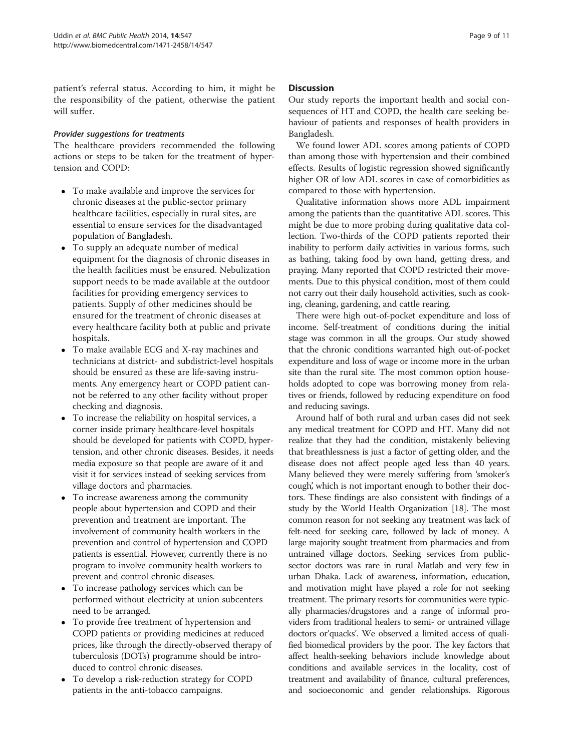patient's referral status. According to him, it might be the responsibility of the patient, otherwise the patient will suffer.

#### *Provider suggestions for treatments*

The healthcare providers recommended the following actions or steps to be taken for the treatment of hypertension and COPD:

- To make available and improve the services for chronic diseases at the public-sector primary healthcare facilities, especially in rural sites, are essential to ensure services for the disadvantaged population of Bangladesh.
- To supply an adequate number of medical equipment for the diagnosis of chronic diseases in the health facilities must be ensured. Nebulization support needs to be made available at the outdoor facilities for providing emergency services to patients. Supply of other medicines should be ensured for the treatment of chronic diseases at every healthcare facility both at public and private hospitals.
- To make available ECG and X-ray machines and technicians at district- and subdistrict-level hospitals should be ensured as these are life-saving instruments. Any emergency heart or COPD patient cannot be referred to any other facility without proper checking and diagnosis.
- To increase the reliability on hospital services, a corner inside primary healthcare-level hospitals should be developed for patients with COPD, hypertension, and other chronic diseases. Besides, it needs media exposure so that people are aware of it and visit it for services instead of seeking services from village doctors and pharmacies.
- To increase awareness among the community people about hypertension and COPD and their prevention and treatment are important. The involvement of community health workers in the prevention and control of hypertension and COPD patients is essential. However, currently there is no program to involve community health workers to prevent and control chronic diseases.
- To increase pathology services which can be performed without electricity at union subcenters need to be arranged.
- To provide free treatment of hypertension and COPD patients or providing medicines at reduced prices, like through the directly-observed therapy of tuberculosis (DOTs) programme should be introduced to control chronic diseases.
- To develop a risk-reduction strategy for COPD patients in the anti-tobacco campaigns.

## Discussion

Our study reports the important health and social consequences of HT and COPD, the health care seeking behaviour of patients and responses of health providers in Bangladesh.

We found lower ADL scores among patients of COPD than among those with hypertension and their combined effects. Results of logistic regression showed significantly higher OR of low ADL scores in case of comorbidities as compared to those with hypertension.

Qualitative information shows more ADL impairment among the patients than the quantitative ADL scores. This might be due to more probing during qualitative data collection. Two-thirds of the COPD patients reported their inability to perform daily activities in various forms, such as bathing, taking food by own hand, getting dress, and praying. Many reported that COPD restricted their movements. Due to this physical condition, most of them could not carry out their daily household activities, such as cooking, cleaning, gardening, and cattle rearing.

There were high out-of-pocket expenditure and loss of income. Self-treatment of conditions during the initial stage was common in all the groups. Our study showed that the chronic conditions warranted high out-of-pocket expenditure and loss of wage or income more in the urban site than the rural site. The most common option households adopted to cope was borrowing money from relatives or friends, followed by reducing expenditure on food and reducing savings.

Around half of both rural and urban cases did not seek any medical treatment for COPD and HT. Many did not realize that they had the condition, mistakenly believing that breathlessness is just a factor of getting older, and the disease does not affect people aged less than 40 years. Many believed they were merely suffering from 'smoker's cough', which is not important enough to bother their doctors. These findings are also consistent with findings of a study by the World Health Organization [18]. The most common reason for not seeking any treatment was lack of felt-need for seeking care, followed by lack of money. A large majority sought treatment from pharmacies and from untrained village doctors. Seeking services from public-sector doctors was rare in rural Matlab and very few in urban Dhaka. Lack of awareness, information, education, and motivation might have played a role for not seeking treatment. The primary resorts for communities were typically pharmacies/drugstores and a range of informal providers from traditional healers to semi- or untrained village doctors or'quacks'. We observed a limited access of qualified biomedical providers by the poor. The key factors that affect health-seeking behaviors include knowledge about conditions and available services in the locality, cost of treatment and availability of finance, cultural preferences, and socioeconomic and gender relationships. Rigorous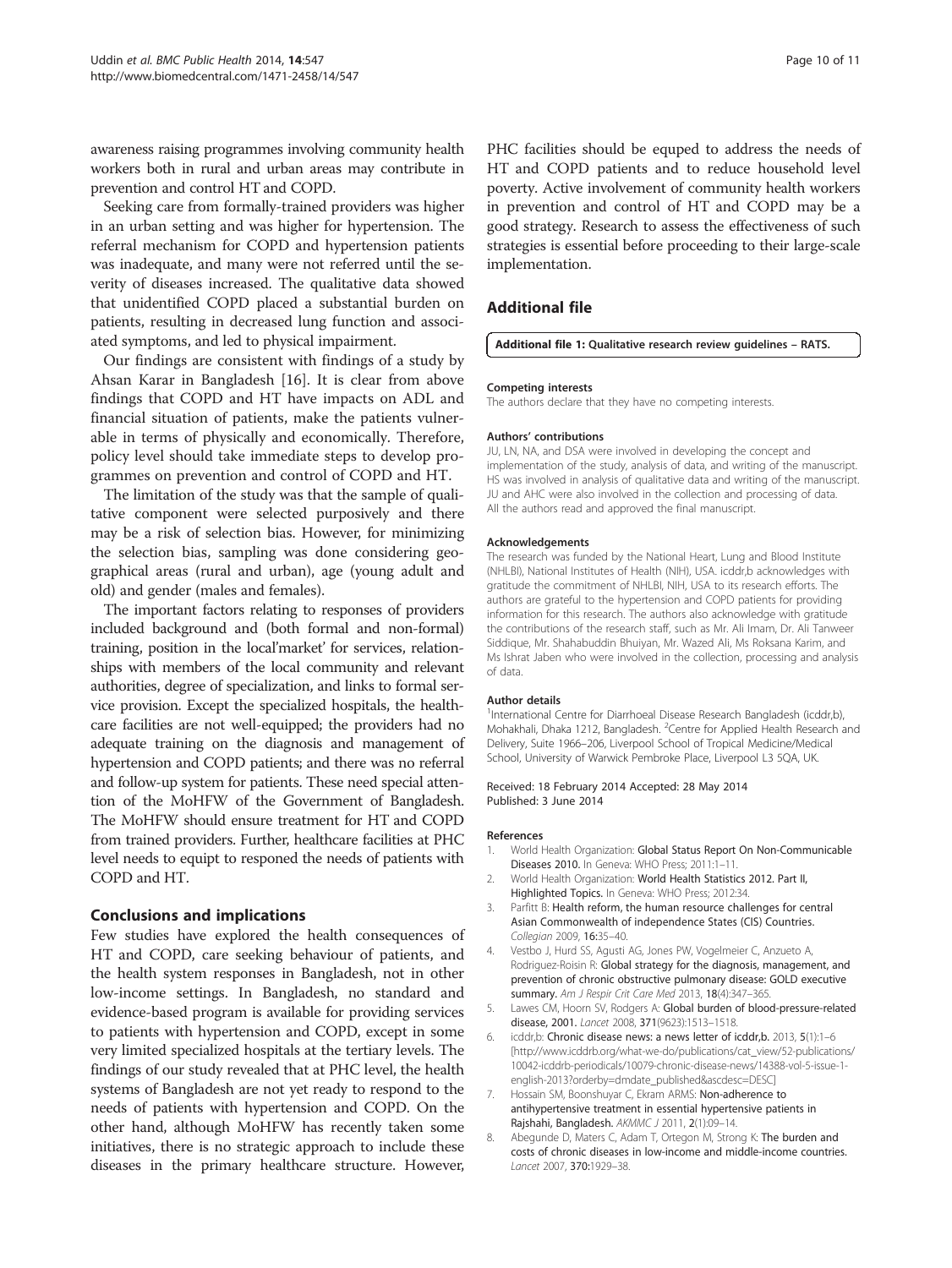awareness raising programmes involving community health workers both in rural and urban areas may contribute in prevention and control HT and COPD.

Seeking care from formally-trained providers was higher in an urban setting and was higher for hypertension. The referral mechanism for COPD and hypertension patients was inadequate, and many were not referred until the severity of diseases increased. The qualitative data showed that unidentified COPD placed a substantial burden on patients, resulting in decreased lung function and associated symptoms, and led to physical impairment.

Our findings are consistent with findings of a study by Ahsan Karar in Bangladesh [16]. It is clear from above findings that COPD and HT have impacts on ADL and financial situation of patients, make the patients vulnerable in terms of physically and economically. Therefore, policy level should take immediate steps to develop programmes on prevention and control of COPD and HT.

The limitation of the study was that the sample of qualitative component were selected purposively and there may be a risk of selection bias. However, for minimizing the selection bias, sampling was done considering geographical areas (rural and urban), age (young adult and old) and gender (males and females).

The important factors relating to responses of providers included background and (both formal and non-formal) training, position in the local'market' for services, relationships with members of the local community and relevant authorities, degree of specialization, and links to formal service provision. Except the specialized hospitals, the healthcare facilities are not well-equipped; the providers had no adequate training on the diagnosis and management of hypertension and COPD patients; and there was no referral and follow-up system for patients. These need special attention of the MoHFW of the Government of Bangladesh. The MoHFW should ensure treatment for HT and COPD from trained providers. Further, healthcare facilities at PHC level needs to equipt to responed the needs of patients with COPD and HT.

## Conclusions and implications

Few studies have explored the health consequences of HT and COPD, care seeking behaviour of patients, and the health system responses in Bangladesh, not in other low-income settings. In Bangladesh, no standard and evidence-based program is available for providing services to patients with hypertension and COPD, except in some very limited specialized hospitals at the tertiary levels. The findings of our study revealed that at PHC level, the health systems of Bangladesh are not yet ready to respond to the needs of patients with hypertension and COPD. On the other hand, although MoHFW has recently taken some initiatives, there is no strategic approach to include these diseases in the primary healthcare structure. However, PHC facilities should be equped to address the needs of HT and COPD patients and to reduce household level poverty. Active involvement of community health workers in prevention and control of HT and COPD may be a good strategy. Research to assess the effectiveness of such strategies is essential before proceeding to their large-scale implementation.

## Additional file

**Additional file 1:** Qualitative research review guidelines – RATS.

#### Competing interests

The authors declare that they have no competing interests.

#### Authors' contributions

JU, LN, NA, and DSA were involved in developing the concept and implementation of the study, analysis of data, and writing of the manuscript. HS was involved in analysis of qualitative data and writing of the manuscript. JU and AHC were also involved in the collection and processing of data. All the authors read and approved the final manuscript.

#### Acknowledgements

The research was funded by the National Heart, Lung and Blood Institute (NHLBI), National Institutes of Health (NIH), USA. icddr,b acknowledges with gratitude the commitment of NHLBI, NIH, USA to its research efforts. The authors are grateful to the hypertension and COPD patients for providing information for this research. The authors also acknowledge with gratitude the contributions of the research staff, such as Mr. Ali Imam, Dr. Ali Tanweer Siddique, Mr. Shahabuddin Bhuiyan, Mr. Wazed Ali, Ms Roksana Karim, and Ms Ishrat Jaben who were involved in the collection, processing and analysis of data.

#### Author details

[1]International Centre for Diarrhoeal Disease Research Bangladesh (icddr,b), Mohakhali, Dhaka 1212, Bangladesh. [2]Centre for Applied Health Research and Delivery, Suite 1966–206, Liverpool School of Tropical Medicine/Medical School, University of Warwick Pembroke Place, Liverpool L3 5QA, UK.

Received: 18 February 2014 Accepted: 28 May 2014
Published: 3 June 2014

#### References

1. World Health Organization: **Global Status Report On Non-Communicable Diseases 2010.** In Geneva: WHO Press; 2011:1–11.
2. World Health Organization: **World Health Statistics 2012. Part II, Highlighted Topics.** In Geneva: WHO Press; 2012:34.
3. Parfitt B: **Health reform, the human resource challenges for central Asian Commonwealth of independence States (CIS) Countries.** *Collegian* 2009, **16:**35–40.
4. Vestbo J, Hurd SS, Agusti AG, Jones PW, Vogelmeier C, Anzueto A, Rodriguez-Roisin R: **Global strategy for the diagnosis, management, and prevention of chronic obstructive pulmonary disease: GOLD executive summary.** *Am J Respir Crit Care Med* 2013, **18**(4):347–365.
5. Lawes CM, Hoorn SV, Rodgers A: **Global burden of blood-pressure-related disease, 2001.** *Lancet* 2008, **371**(9623):1513–1518.
6. icddr,b: **Chronic disease news: a news letter of icddr,b.** 2013, **5**(1):1–6 [http://www.icddrb.org/what-we-do/publications/cat_view/52-publications/10042-icddrb-periodicals/10079-chronic-disease-news/14388-vol-5-issue-1-english-2013?orderby=dmdate_published&ascdesc=DESC]
7. Hossain SM, Boonshuyar C, Ekram ARMS: **Non-adherence to antihypertensive treatment in essential hypertensive patients in Rajshahi, Bangladesh.** *AKMMC J* 2011, **2**(1):09–14.
8. Abegunde D, Maters C, Adam T, Ortegon M, Strong K: **The burden and costs of chronic diseases in low-income and middle-income countries.** *Lancet* 2007, **370:**1929–38.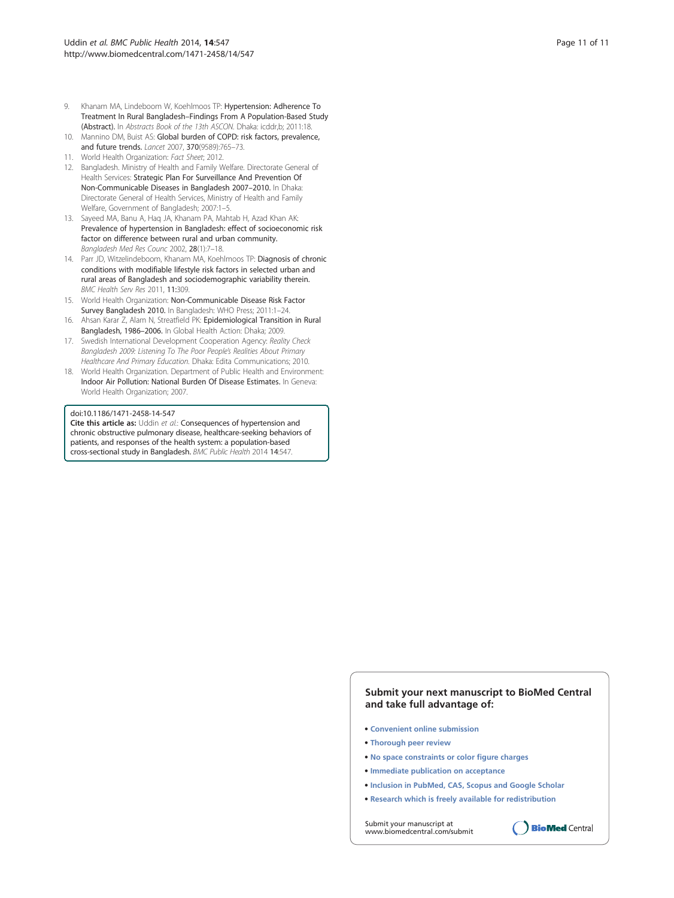9. Khanam MA, Lindeboom W, Koehlmoos TP: **Hypertension: Adherence To Treatment In Rural Bangladesh–Findings From A Population-Based Study (Abstract).** In *Abstracts Book of the 13th ASCON.* Dhaka: icddr,b; 2011:18.
10. Mannino DM, Buist AS: **Global burden of COPD: risk factors, prevalence, and future trends.** *Lancet* 2007, **370**(9589):765–73.
11. World Health Organization: *Fact Sheet*; 2012.
12. Bangladesh. Ministry of Health and Family Welfare. Directorate General of Health Services: **Strategic Plan For Surveillance And Prevention Of Non-Communicable Diseases in Bangladesh 2007–2010.** In Dhaka: Directorate General of Health Services, Ministry of Health and Family Welfare, Government of Bangladesh; 2007:1–5.
13. Sayeed MA, Banu A, Haq JA, Khanam PA, Mahtab H, Azad Khan AK: **Prevalence of hypertension in Bangladesh: effect of socioeconomic risk factor on difference between rural and urban community.** *Bangladesh Med Res Counc* 2002, **28**(1):7–18.
14. Parr JD, Witzelindeboom, Khanam MA, Koehlmoos TP: **Diagnosis of chronic conditions with modifiable lifestyle risk factors in selected urban and rural areas of Bangladesh and sociodemographic variability therein.** *BMC Health Serv Res* 2011, **11**:309.
15. World Health Organization: **Non-Communicable Disease Risk Factor Survey Bangladesh 2010.** In Bangladesh: WHO Press; 2011:1–24.
16. Ahsan Karar Z, Alam N, Streatfield PK: **Epidemiological Transition in Rural Bangladesh, 1986–2006.** In Global Health Action: Dhaka; 2009.
17. Swedish International Development Cooperation Agency: *Reality Check Bangladesh 2009: Listening To The Poor People's Realities About Primary Healthcare And Primary Education.* Dhaka: Edita Communications; 2010.
18. World Health Organization. Department of Public Health and Environment: **Indoor Air Pollution: National Burden Of Disease Estimates.** In Geneva: World Health Organization; 2007.

doi:10.1186/1471-2458-14-547

**Cite this article as:** Uddin *et al.*: Consequences of hypertension and chronic obstructive pulmonary disease, healthcare-seeking behaviors of patients, and responses of the health system: a population-based cross-sectional study in Bangladesh. *BMC Public Health* 2014 **14**:547.

**Submit your next manuscript to BioMed Central and take full advantage of:**

- **Convenient online submission**
- **Thorough peer review**
- **No space constraints or color figure charges**
- **Immediate publication on acceptance**
- **Inclusion in PubMed, CAS, Scopus and Google Scholar**
- **Research which is freely available for redistribution**

Submit your manuscript at
www.biomedcentral.com/submit

BioMed Central